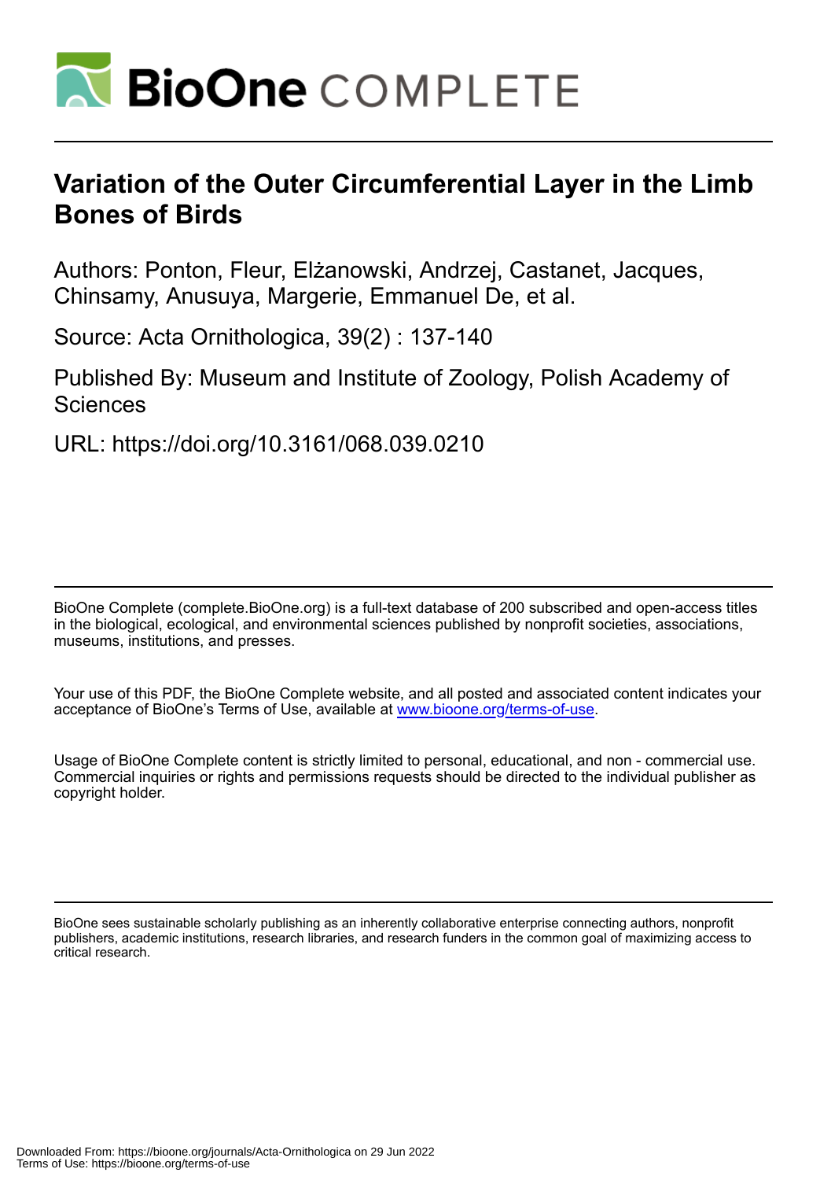# Variation of the Outer Circumferential Layer in the Limb Bones of Birds

Authors: Ponton, Fleur, Elżanowski, Andrzej, Castanet, Jacques, Chinsamy, Anusuya, Margerie, Emmanuel De, et al.

Source: Acta Ornithologica, 39(2) : 137-140

Published By: Museum and Institute of Zoology, Polish Academy of Sciences

URL: https://doi.org/10.3161/068.039.0210

BioOne Complete (complete.BioOne.org) is a full-text database of 200 subscribed and open-access titles in the biological, ecological, and environmental sciences published by nonprofit societies, associations, museums, institutions, and presses.

Your use of this PDF, the BioOne Complete website, and all posted and associated content indicates your acceptance of BioOne's Terms of Use, available at www.bioone.org/terms-of-use.

Usage of BioOne Complete content is strictly limited to personal, educational, and non - commercial use. Commercial inquiries or rights and permissions requests should be directed to the individual publisher as copyright holder.

BioOne sees sustainable scholarly publishing as an inherently collaborative enterprise connecting authors, nonprofit publishers, academic institutions, research libraries, and research funders in the common goal of maximizing access to critical research.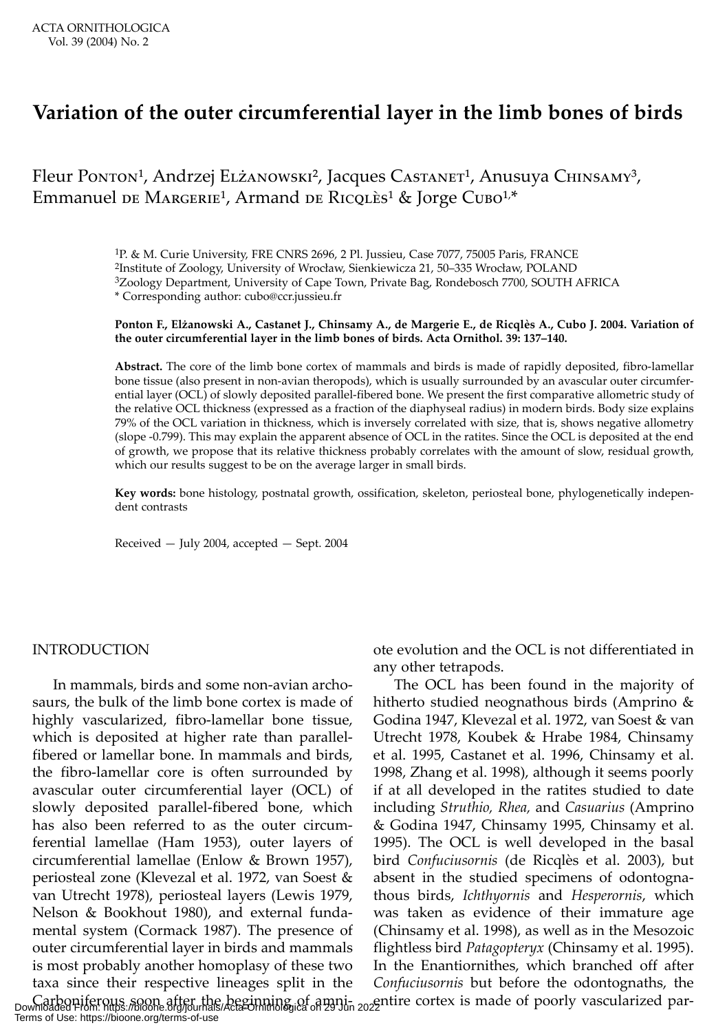# Variation of the outer circumferential layer in the limb bones of birds

Fleur Ponton[1], Andrzej Elżanowski[2], Jacques Castanet[1], Anusuya Chinsamy[3], Emmanuel de Margerie[1], Armand de Ricqlès[1] & Jorge Cubo[1,*]

[1]P. & M. Curie University, FRE CNRS 2696, 2 Pl. Jussieu, Case 7077, 75005 Paris, FRANCE
[2]Institute of Zoology, University of Wrocław, Sienkiewicza 21, 50–335 Wrocław, POLAND
[3]Zoology Department, University of Cape Town, Private Bag, Rondebosch 7700, SOUTH AFRICA
* Corresponding author: cubo@ccr.jussieu.fr

**Ponton F., Elżanowski A., Castanet J., Chinsamy A., de Margerie E., de Ricqlès A., Cubo J. 2004. Variation of the outer circumferential layer in the limb bones of birds. Acta Ornithol. 39: 137–140.**

**Abstract.** The core of the limb bone cortex of mammals and birds is made of rapidly deposited, fibro-lamellar bone tissue (also present in non-avian theropods), which is usually surrounded by an avascular outer circumferential layer (OCL) of slowly deposited parallel-fibered bone. We present the first comparative allometric study of the relative OCL thickness (expressed as a fraction of the diaphyseal radius) in modern birds. Body size explains 79% of the OCL variation in thickness, which is inversely correlated with size, that is, shows negative allometry (slope -0.799). This may explain the apparent absence of OCL in the ratites. Since the OCL is deposited at the end of growth, we propose that its relative thickness probably correlates with the amount of slow, residual growth, which our results suggest to be on the average larger in small birds.

**Key words:** bone histology, postnatal growth, ossification, skeleton, periosteal bone, phylogenetically independent contrasts

Received — July 2004, accepted — Sept. 2004

## INTRODUCTION

In mammals, birds and some non-avian archosaurs, the bulk of the limb bone cortex is made of highly vascularized, fibro-lamellar bone tissue, which is deposited at higher rate than parallel-fibered or lamellar bone. In mammals and birds, the fibro-lamellar core is often surrounded by avascular outer circumferential layer (OCL) of slowly deposited parallel-fibered bone, which has also been referred to as the outer circumferential lamellae (Ham 1953), outer layers of circumferential lamellae (Enlow & Brown 1957), periosteal zone (Klevezal et al. 1972, van Soest & van Utrecht 1978), periosteal layers (Lewis 1979, Nelson & Bookhout 1980), and external fundamental system (Cormack 1987). The presence of outer circumferential layer in birds and mammals is most probably another homoplasy of these two taxa since their respective lineages split in the Carboniferous soon after the beginning of amniote evolution and the OCL is not differentiated in any other tetrapods.

The OCL has been found in the majority of hitherto studied neognathous birds (Amprino & Godina 1947, Klevezal et al. 1972, van Soest & van Utrecht 1978, Koubek & Hrabe 1984, Chinsamy et al. 1995, Castanet et al. 1996, Chinsamy et al. 1998, Zhang et al. 1998), although it seems poorly if at all developed in the ratites studied to date including *Struthio, Rhea,* and *Casuarius* (Amprino & Godina 1947, Chinsamy 1995, Chinsamy et al. 1995). The OCL is well developed in the basal bird *Confuciusornis* (de Ricqlès et al. 2003), but absent in the studied specimens of odontognathous birds, *Ichthyornis* and *Hesperornis*, which was taken as evidence of their immature age (Chinsamy et al. 1998), as well as in the Mesozoic flightless bird *Patagopteryx* (Chinsamy et al. 1995). In the Enantiornithes, which branched off after *Confuciusornis* but before the odontognaths, the entire cortex is made of poorly vascularized par-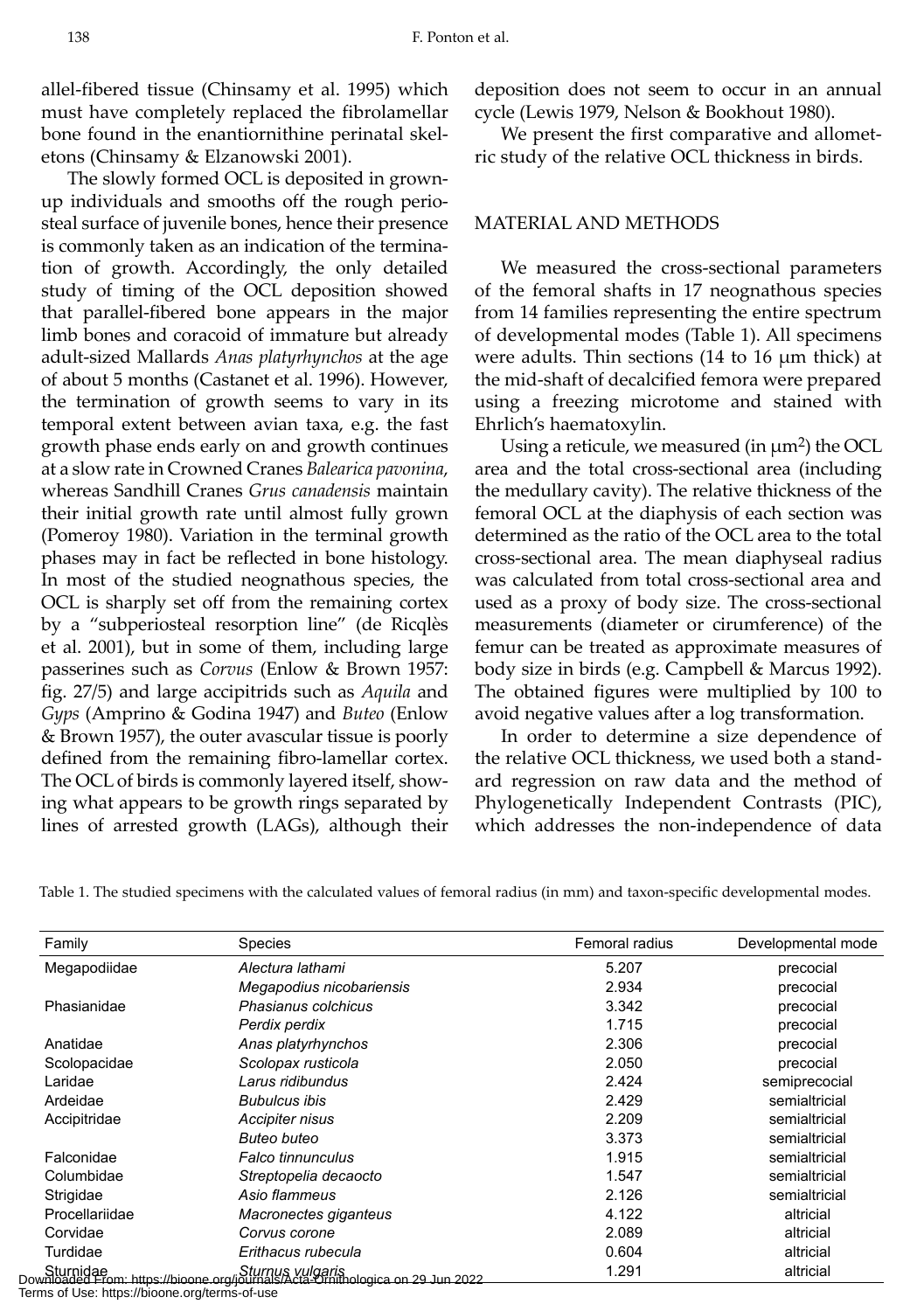allel-fibered tissue (Chinsamy et al. 1995) which must have completely replaced the fibrolamellar bone found in the enantiornithine perinatal skeletons (Chinsamy & Elzanowski 2001).

The slowly formed OCL is deposited in grown-up individuals and smooths off the rough periosteal surface of juvenile bones, hence their presence is commonly taken as an indication of the termination of growth. Accordingly, the only detailed study of timing of the OCL deposition showed that parallel-fibered bone appears in the major limb bones and coracoid of immature but already adult-sized Mallards *Anas platyrhynchos* at the age of about 5 months (Castanet et al. 1996). However, the termination of growth seems to vary in its temporal extent between avian taxa, e.g. the fast growth phase ends early on and growth continues at a slow rate in Crowned Cranes *Balearica pavonina*, whereas Sandhill Cranes *Grus canadensis* maintain their initial growth rate until almost fully grown (Pomeroy 1980). Variation in the terminal growth phases may in fact be reflected in bone histology. In most of the studied neognathous species, the OCL is sharply set off from the remaining cortex by a "subperiosteal resorption line" (de Ricqlès et al. 2001), but in some of them, including large passerines such as *Corvus* (Enlow & Brown 1957: fig. 27/5) and large accipitrids such as *Aquila* and *Gyps* (Amprino & Godina 1947) and *Buteo* (Enlow & Brown 1957), the outer avascular tissue is poorly defined from the remaining fibro-lamellar cortex. The OCL of birds is commonly layered itself, showing what appears to be growth rings separated by lines of arrested growth (LAGs), although their deposition does not seem to occur in an annual cycle (Lewis 1979, Nelson & Bookhout 1980).

We present the first comparative and allometric study of the relative OCL thickness in birds.

## MATERIAL AND METHODS

We measured the cross-sectional parameters of the femoral shafts in 17 neognathous species from 14 families representing the entire spectrum of developmental modes (Table 1). All specimens were adults. Thin sections (14 to 16 μm thick) at the mid-shaft of decalcified femora were prepared using a freezing microtome and stained with Ehrlich's haematoxylin.

Using a reticule, we measured (in $\mu m^2$) the OCL area and the total cross-sectional area (including the medullary cavity). The relative thickness of the femoral OCL at the diaphysis of each section was determined as the ratio of the OCL area to the total cross-sectional area. The mean diaphyseal radius was calculated from total cross-sectional area and used as a proxy of body size. The cross-sectional measurements (diameter or cirumference) of the femur can be treated as approximate measures of body size in birds (e.g. Campbell & Marcus 1992). The obtained figures were multiplied by 100 to avoid negative values after a log transformation.

In order to determine a size dependence of the relative OCL thickness, we used both a standard regression on raw data and the method of Phylogenetically Independent Contrasts (PIC), which addresses the non-independence of data

Table 1. The studied specimens with the calculated values of femoral radius (in mm) and taxon-specific developmental modes.

| Family | Species | Femoral radius | Developmental mode |
|---|---|---|---|
| Megapodiidae | *Alectura lathami* | 5.207 | precocial |
| | *Megapodius nicobariensis* | 2.934 | precocial |
| Phasianidae | *Phasianus colchicus* | 3.342 | precocial |
| | *Perdix perdix* | 1.715 | precocial |
| Anatidae | *Anas platyrhynchos* | 2.306 | precocial |
| Scolopacidae | *Scolopax rusticola* | 2.050 | precocial |
| Laridae | *Larus ridibundus* | 2.424 | semiprecocial |
| Ardeidae | *Bubulcus ibis* | 2.429 | semialtricial |
| Accipitridae | *Accipiter nisus* | 2.209 | semialtricial |
| | *Buteo buteo* | 3.373 | semialtricial |
| Falconidae | *Falco tinnunculus* | 1.915 | semialtricial |
| Columbidae | *Streptopelia decaocto* | 1.547 | semialtricial |
| Strigidae | *Asio flammeus* | 2.126 | semialtricial |
| Procellariidae | *Macronectes giganteus* | 4.122 | altricial |
| Corvidae | *Corvus corone* | 2.089 | altricial |
| Turdidae | *Erithacus rubecula* | 0.604 | altricial |
| Sturnidae | *Sturnus vulgaris* | 1.291 | altricial |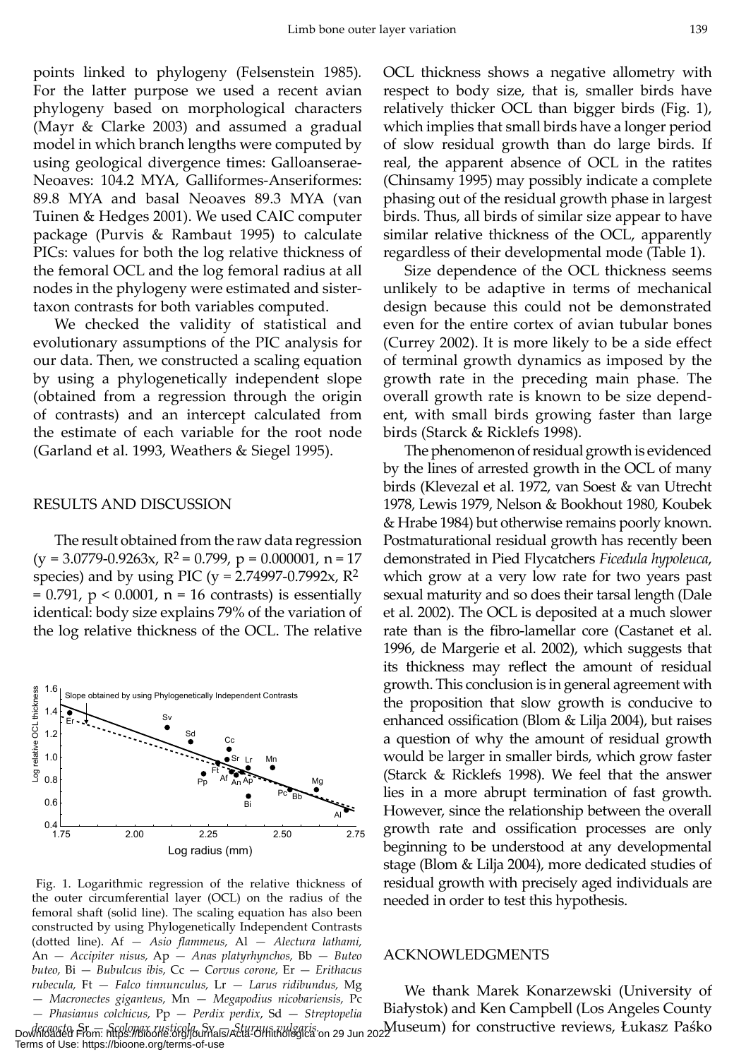points linked to phylogeny (Felsenstein 1985). For the latter purpose we used a recent avian phylogeny based on morphological characters (Mayr & Clarke 2003) and assumed a gradual model in which branch lengths were computed by using geological divergence times: Galloanserae-Neoaves: 104.2 MYA, Galliformes-Anseriformes: 89.8 MYA and basal Neoaves 89.3 MYA (van Tuinen & Hedges 2001). We used CAIC computer package (Purvis & Rambaut 1995) to calculate PICs: values for both the log relative thickness of the femoral OCL and the log femoral radius at all nodes in the phylogeny were estimated and sister-taxon contrasts for both variables computed.

We checked the validity of statistical and evolutionary assumptions of the PIC analysis for our data. Then, we constructed a scaling equation by using a phylogenetically independent slope (obtained from a regression through the origin of contrasts) and an intercept calculated from the estimate of each variable for the root node (Garland et al. 1993, Weathers & Siegel 1995).

## RESULTS AND DISCUSSION

The result obtained from the raw data regression ($y = 3.0779-0.9263x$, $R^2 = 0.799$, $p = 0.000001$, $n = 17$ species) and by using PIC ($y = 2.74997-0.7992x$, $R^2 = 0.791$, $p < 0.0001$, $n = 16$ contrasts) is essentially identical: body size explains 79% of the variation of the log relative thickness of the OCL. The relative

Slope obtained by using Phylogenetically Independent Contrasts

Log relative OCL thickness

1.6
1.4
1.2
1.0
0.8
0.6
0.4

1.75
2.00
2.25
2.50
2.75

Log radius (mm)

Er Sv Sd Cc Sr Lr Mn Ft Af An Ap Pp Pc Bb Mg Bi Al

Fig. 1. Logarithmic regression of the relative thickness of the outer circumferential layer (OCL) on the radius of the femoral shaft (solid line). The scaling equation has also been constructed by using Phylogenetically Independent Contrasts (dotted line). Af — *Asio flammeus,* Al — *Alectura lathami,* An — *Accipiter nisus,* Ap — *Anas platyrhynchos,* Bb — *Buteo buteo,* Bi — *Bubulcus ibis,* Cc — *Corvus corone,* Er — *Erithacus rubecula,* Ft — *Falco tinnunculus,* Lr — *Larus ridibundus,* Mg — *Macronectes giganteus,* Mn — *Megapodius nicobariensis,* Pc — *Phasianus colchicus,* Pp — *Perdix perdix,* Sd — *Streptopelia decaocto,* Sr — *Scolopax rusticola,* Sv — *Sturnus vulgaris.*

OCL thickness shows a negative allometry with respect to body size, that is, smaller birds have relatively thicker OCL than bigger birds (Fig. 1), which implies that small birds have a longer period of slow residual growth than do large birds. If real, the apparent absence of OCL in the ratites (Chinsamy 1995) may possibly indicate a complete phasing out of the residual growth phase in largest birds. Thus, all birds of similar size appear to have similar relative thickness of the OCL, apparently regardless of their developmental mode (Table 1).

Size dependence of the OCL thickness seems unlikely to be adaptive in terms of mechanical design because this could not be demonstrated even for the entire cortex of avian tubular bones (Currey 2002). It is more likely to be a side effect of terminal growth dynamics as imposed by the growth rate in the preceding main phase. The overall growth rate is known to be size dependent, with small birds growing faster than large birds (Starck & Ricklefs 1998).

The phenomenon of residual growth is evidenced by the lines of arrested growth in the OCL of many birds (Klevezal et al. 1972, van Soest & van Utrecht 1978, Lewis 1979, Nelson & Bookhout 1980, Koubek & Hrabe 1984) but otherwise remains poorly known. Postmaturational residual growth has recently been demonstrated in Pied Flycatchers *Ficedula hypoleuca*, which grow at a very low rate for two years past sexual maturity and so does their tarsal length (Dale et al. 2002). The OCL is deposited at a much slower rate than is the fibro-lamellar core (Castanet et al. 1996, de Margerie et al. 2002), which suggests that its thickness may reflect the amount of residual growth. This conclusion is in general agreement with the proposition that slow growth is conducive to enhanced ossification (Blom & Lilja 2004), but raises a question of why the amount of residual growth would be larger in smaller birds, which grow faster (Starck & Ricklefs 1998). We feel that the answer lies in a more abrupt termination of fast growth. However, since the relationship between the overall growth rate and ossification processes are only beginning to be understood at any developmental stage (Blom & Lilja 2004), more dedicated studies of residual growth with precisely aged individuals are needed in order to test this hypothesis.

## ACKNOWLEDGMENTS

We thank Marek Konarzewski (University of Białystok) and Ken Campbell (Los Angeles County Museum) for constructive reviews, Łukasz Paśko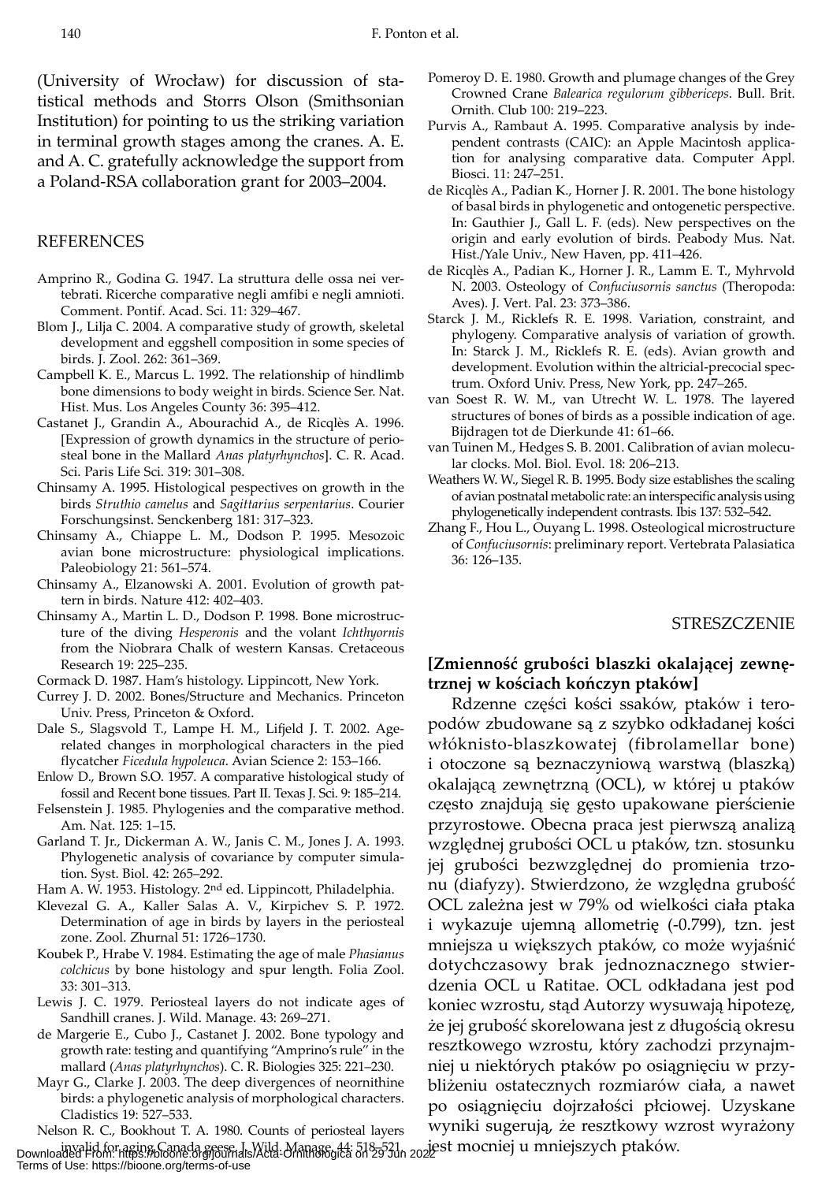(University of Wrocław) for discussion of statistical methods and Storrs Olson (Smithsonian Institution) for pointing to us the striking variation in terminal growth stages among the cranes. A. E. and A. C. gratefully acknowledge the support from a Poland-RSA collaboration grant for 2003–2004.

## REFERENCES

Amprino R., Godina G. 1947. La struttura delle ossa nei vertebrati. Ricerche comparative negli amfibi e negli amnioti. Comment. Pontif. Acad. Sci. 11: 329–467.

Blom J., Lilja C. 2004. A comparative study of growth, skeletal development and eggshell composition in some species of birds. J. Zool. 262: 361–369.

Campbell K. E., Marcus L. 1992. The relationship of hindlimb bone dimensions to body weight in birds. Science Ser. Nat. Hist. Mus. Los Angeles County 36: 395–412.

Castanet J., Grandin A., Abourachid A., de Ricqlès A. 1996. [Expression of growth dynamics in the structure of periosteal bone in the Mallard *Anas platyrhynchos*]. C. R. Acad. Sci. Paris Life Sci. 319: 301–308.

Chinsamy A. 1995. Histological pespectives on growth in the birds *Struthio camelus* and *Sagittarius serpentarius*. Courier Forschungsinst. Senckenberg 181: 317–323.

Chinsamy A., Chiappe L. M., Dodson P. 1995. Mesozoic avian bone microstructure: physiological implications. Paleobiology 21: 561–574.

Chinsamy A., Elzanowski A. 2001. Evolution of growth pattern in birds. Nature 412: 402–403.

Chinsamy A., Martin L. D., Dodson P. 1998. Bone microstructure of the diving *Hesperonis* and the volant *Ichthyornis* from the Niobrara Chalk of western Kansas. Cretaceous Research 19: 225–235.

Cormack D. 1987. Ham's histology. Lippincott, New York.

Currey J. D. 2002. Bones/Structure and Mechanics. Princeton Univ. Press, Princeton & Oxford.

Dale S., Slagsvold T., Lampe H. M., Lifjeld J. T. 2002. Age-related changes in morphological characters in the pied flycatcher *Ficedula hypoleuca*. Avian Science 2: 153–166.

Enlow D., Brown S.O. 1957. A comparative histological study of fossil and Recent bone tissues. Part II. Texas J. Sci. 9: 185–214.

Felsenstein J. 1985. Phylogenies and the comparative method. Am. Nat. 125: 1–15.

Garland T. Jr., Dickerman A. W., Janis C. M., Jones J. A. 1993. Phylogenetic analysis of covariance by computer simulation. Syst. Biol. 42: 265–292.

Ham A. W. 1953. Histology. 2nd ed. Lippincott, Philadelphia.

Klevezal G. A., Kaller Salas A. V., Kirpichev S. P. 1972. Determination of age in birds by layers in the periosteal zone. Zool. Zhurnal 51: 1726–1730.

Koubek P., Hrabe V. 1984. Estimating the age of male *Phasianus colchicus* by bone histology and spur length. Folia Zool. 33: 301–313.

Lewis J. C. 1979. Periosteal layers do not indicate ages of Sandhill cranes. J. Wild. Manage. 43: 269–271.

de Margerie E., Cubo J., Castanet J. 2002. Bone typology and growth rate: testing and quantifying "Amprino's rule" in the mallard (*Anas platyrhynchos*). C. R. Biologies 325: 221–230.

Mayr G., Clarke J. 2003. The deep divergences of neornithine birds: a phylogenetic analysis of morphological characters. Cladistics 19: 527–533.

Nelson R. C., Bookhout T. A. 1980. Counts of periosteal layers invalid for aging Canada geese. J. Wild. Manage. 44: 518–521.

Pomeroy D. E. 1980. Growth and plumage changes of the Grey Crowned Crane *Balearica regulorum gibbericeps*. Bull. Brit. Ornith. Club 100: 219–223.

Purvis A., Rambaut A. 1995. Comparative analysis by independent contrasts (CAIC): an Apple Macintosh application for analysing comparative data. Computer Appl. Biosci. 11: 247–251.

de Ricqlès A., Padian K., Horner J. R. 2001. The bone histology of basal birds in phylogenetic and ontogenetic perspective. In: Gauthier J., Gall L. F. (eds). New perspectives on the origin and early evolution of birds. Peabody Mus. Nat. Hist./Yale Univ., New Haven, pp. 411–426.

de Ricqlès A., Padian K., Horner J. R., Lamm E. T., Myhrvold N. 2003. Osteology of *Confuciusornis sanctus* (Theropoda: Aves). J. Vert. Pal. 23: 373–386.

Starck J. M., Ricklefs R. E. 1998. Variation, constraint, and phylogeny. Comparative analysis of variation of growth. In: Starck J. M., Ricklefs R. E. (eds). Avian growth and development. Evolution within the altricial-precocial spectrum. Oxford Univ. Press, New York, pp. 247–265.

van Soest R. W. M., van Utrecht W. L. 1978. The layered structures of bones of birds as a possible indication of age. Bijdragen tot de Dierkunde 41: 61–66.

van Tuinen M., Hedges S. B. 2001. Calibration of avian molecular clocks. Mol. Biol. Evol. 18: 206–213.

Weathers W. W., Siegel R. B. 1995. Body size establishes the scaling of avian postnatal metabolic rate: an interspecific analysis using phylogenetically independent contrasts. Ibis 137: 532–542.

Zhang F., Hou L., Ouyang L. 1998. Osteological microstructure of *Confuciusornis*: preliminary report. Vertebrata Palasiatica 36: 126–135.

## STRESZCZENIE

**[Zmienność grubości blaszki okalającej zewnętrznej w kościach kończyn ptaków]**

Rdzenne części kości ssaków, ptaków i teropodów zbudowane są z szybko odkładanej kości włóknisto-blaszkowatej (fibrolamellar bone) i otoczone są beznaczyniową warstwą (blaszką) okalającą zewnętrzną (OCL), w której u ptaków często znajdują się gęsto upakowane pierścienie przyrostowe. Obecna praca jest pierwszą analizą względnej grubości OCL u ptaków, tzn. stosunku jej grubości bezwzględnej do promienia trzonu (diafizy). Stwierdzono, że względna grubość OCL zależna jest w 79% od wielkości ciała ptaka i wykazuje ujemną allometrię (-0.799), tzn. jest mniejsza u większych ptaków, co może wyjaśnić dotychczasowy brak jednoznacznego stwierdzenia OCL u Ratitae. OCL odkładana jest pod koniec wzrostu, stąd Autorzy wysuwają hipotezę, że jej grubość skorelowana jest z długością okresu resztkowego wzrostu, który zachodzi przynajmniej u niektórych ptaków po osiągnięciu w przybliżeniu ostatecznych rozmiarów ciała, a nawet po osiągnięciu dojrzałości płciowej. Uzyskane wyniki sugerują, że resztkowy wzrost wyrażony jest mocniej u mniejszych ptaków.